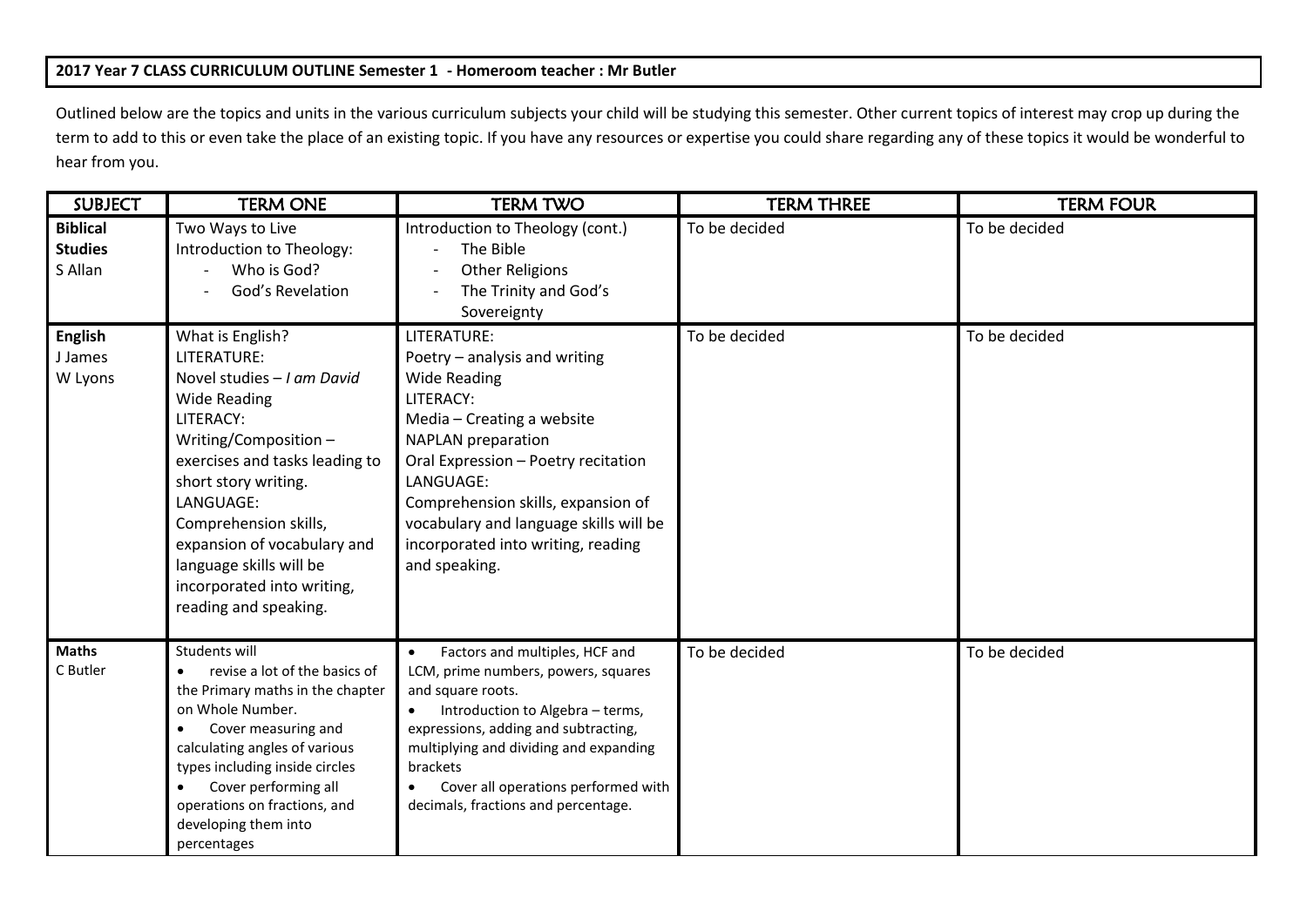**2017 Year 7 CLASS CURRICULUM OUTLINE Semester 1 - Homeroom teacher : Mr Butler**

Outlined below are the topics and units in the various curriculum subjects your child will be studying this semester. Other current topics of interest may crop up during the term to add to this or even take the place of an existing topic. If you have any resources or expertise you could share regarding any of these topics it would be wonderful to hear from you.

| SUBJECT | TERM ONE | TERM TWO | TERM THREE | TERM FOUR |
|---|---|---|---|---|
| **Biblical Studies**<br>S Allan | Two Ways to Live<br>Introduction to Theology:<br>- Who is God?<br>- God's Revelation | Introduction to Theology (cont.)<br>- The Bible<br>- Other Religions<br>- The Trinity and God's Sovereignty | To be decided | To be decided |
| **English**<br>J James<br>W Lyons | What is English?<br>LITERATURE:<br>Novel studies – *I am David*<br>Wide Reading<br>LITERACY:<br>Writing/Composition – exercises and tasks leading to short story writing.<br>LANGUAGE:<br>Comprehension skills, expansion of vocabulary and language skills will be incorporated into writing, reading and speaking. | LITERATURE:<br>Poetry – analysis and writing<br>Wide Reading<br>LITERACY:<br>Media – Creating a website<br>NAPLAN preparation<br>Oral Expression – Poetry recitation<br>LANGUAGE:<br>Comprehension skills, expansion of vocabulary and language skills will be incorporated into writing, reading and speaking. | To be decided | To be decided |
| **Maths**<br>C Butler | Students will<br>• revise a lot of the basics of the Primary maths in the chapter on Whole Number.<br>• Cover measuring and calculating angles of various types including inside circles<br>• Cover performing all operations on fractions, and developing them into percentages | • Factors and multiples, HCF and LCM, prime numbers, powers, squares and square roots.<br>• Introduction to Algebra – terms, expressions, adding and subtracting, multiplying and dividing and expanding brackets<br>• Cover all operations performed with decimals, fractions and percentage. | To be decided | To be decided |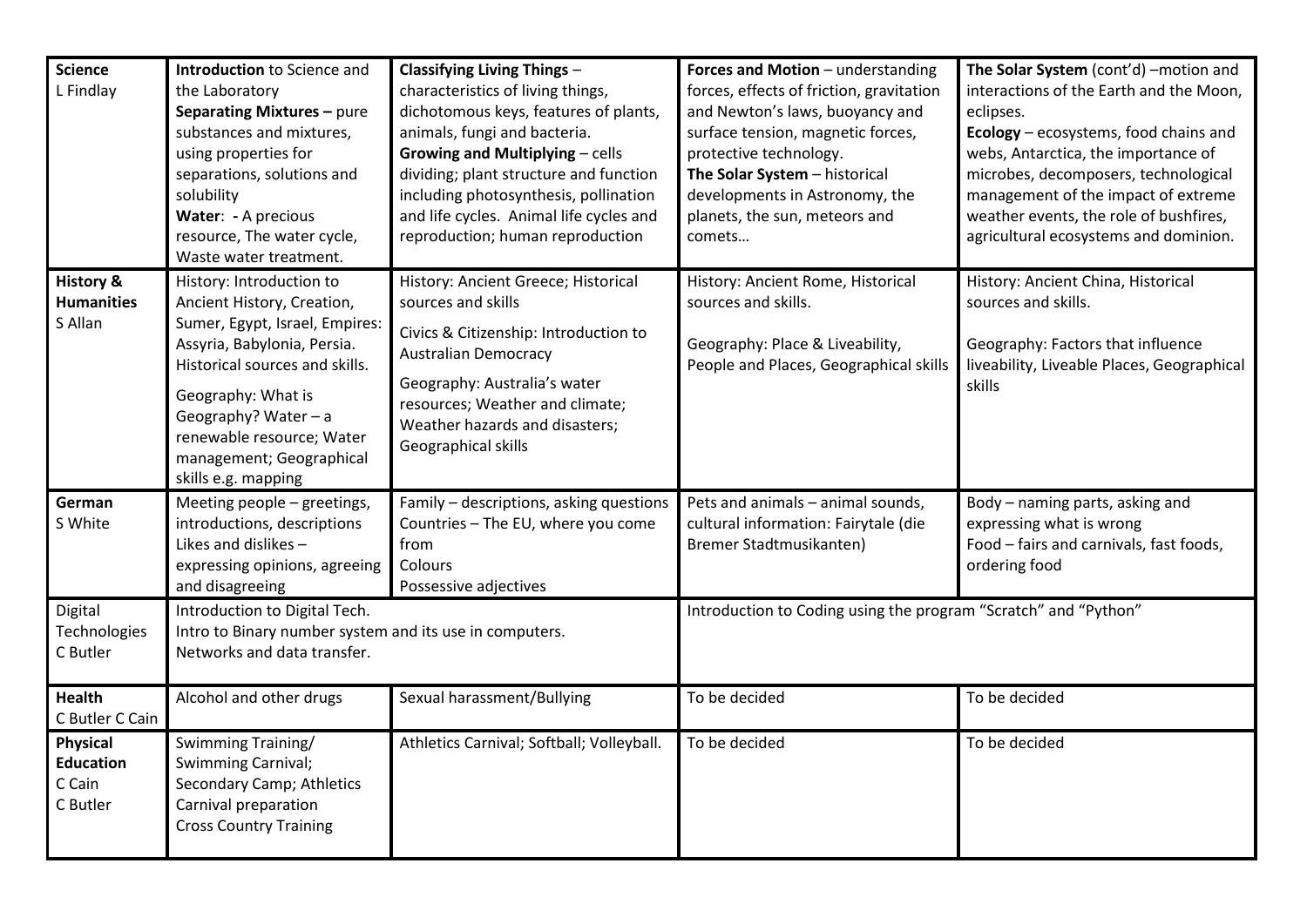| Science<br>L Findlay | **Introduction** to Science and the Laboratory<br>**Separating Mixtures –** pure substances and mixtures, using properties for separations, solutions and solubility<br>**Water**: **-** A precious resource, The water cycle, Waste water treatment. | **Classifying Living Things** – characteristics of living things, dichotomous keys, features of plants, animals, fungi and bacteria.<br>**Growing and Multiplying** – cells dividing; plant structure and function including photosynthesis, pollination and life cycles. Animal life cycles and reproduction; human reproduction | **Forces and Motion** – understanding forces, effects of friction, gravitation and Newton's laws, buoyancy and surface tension, magnetic forces, protective technology.<br>**The Solar System** – historical developments in Astronomy, the planets, the sun, meteors and comets… | **The Solar System** (cont'd) –motion and interactions of the Earth and the Moon, eclipses.<br>**Ecology** – ecosystems, food chains and webs, Antarctica, the importance of microbes, decomposers, technological management of the impact of extreme weather events, the role of bushfires, agricultural ecosystems and dominion. |
|---|---|---|---|---|
| **History & Humanities**<br>S Allan | History: Introduction to Ancient History, Creation, Sumer, Egypt, Israel, Empires: Assyria, Babylonia, Persia. Historical sources and skills.<br>Geography: What is Geography? Water – a renewable resource; Water management; Geographical skills e.g. mapping | History: Ancient Greece; Historical sources and skills<br>Civics & Citizenship: Introduction to Australian Democracy<br>Geography: Australia's water resources; Weather and climate; Weather hazards and disasters; Geographical skills | History: Ancient Rome, Historical sources and skills.<br>Geography: Place & Liveability, People and Places, Geographical skills | History: Ancient China, Historical sources and skills.<br>Geography: Factors that influence liveability, Liveable Places, Geographical skills |
| **German**<br>S White | Meeting people – greetings, introductions, descriptions<br>Likes and dislikes – expressing opinions, agreeing and disagreeing | Family – descriptions, asking questions<br>Countries – The EU, where you come from<br>Colours<br>Possessive adjectives | Pets and animals – animal sounds, cultural information: Fairytale (die Bremer Stadtmusikanten) | Body – naming parts, asking and expressing what is wrong<br>Food – fairs and carnivals, fast foods, ordering food |
| Digital Technologies<br>C Butler | Introduction to Digital Tech.<br>Intro to Binary number system and its use in computers.<br>Networks and data transfer. | | Introduction to Coding using the program "Scratch" and "Python" | |
| **Health**<br>C Butler C Cain | Alcohol and other drugs | Sexual harassment/Bullying | To be decided | To be decided |
| **Physical Education**<br>C Cain<br>C Butler | Swimming Training/<br>Swimming Carnival;<br>Secondary Camp; Athletics Carnival preparation<br>Cross Country Training | Athletics Carnival; Softball; Volleyball. | To be decided | To be decided |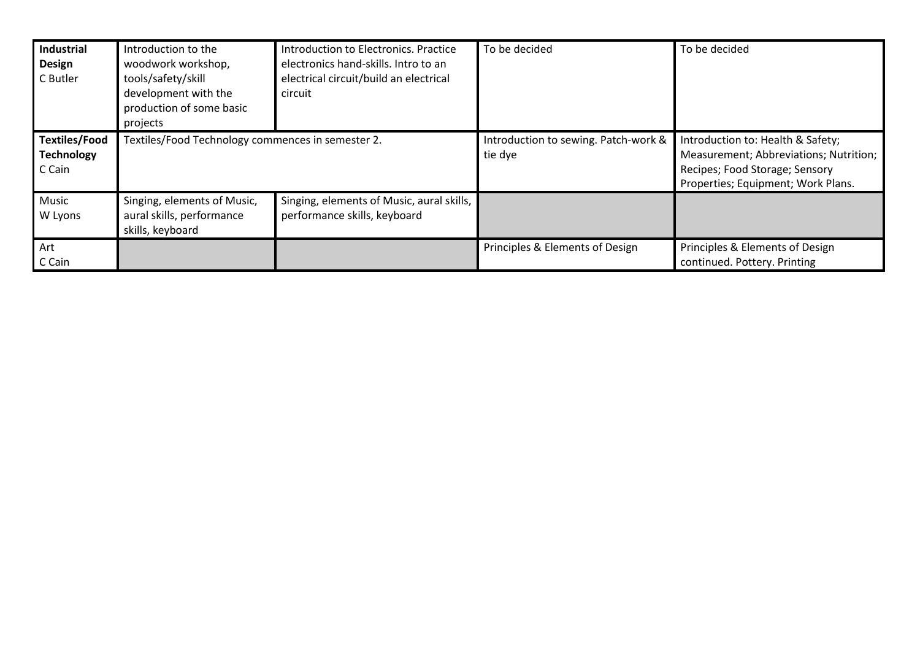| | | | | |
|---|---|---|---|---|
| **Industrial Design** C Butler | Introduction to the woodwork workshop, tools/safety/skill development with the production of some basic projects | Introduction to Electronics. Practice electronics hand-skills. Intro to an electrical circuit/build an electrical circuit | To be decided | To be decided |
| **Textiles/Food Technology** C Cain | Textiles/Food Technology commences in semester 2. | | Introduction to sewing. Patch-work & tie dye | Introduction to: Health & Safety; Measurement; Abbreviations; Nutrition; Recipes; Food Storage; Sensory Properties; Equipment; Work Plans. |
| Music W Lyons | Singing, elements of Music, aural skills, performance skills, keyboard | Singing, elements of Music, aural skills, performance skills, keyboard | | |
| Art C Cain | | | Principles & Elements of Design | Principles & Elements of Design continued. Pottery. Printing |